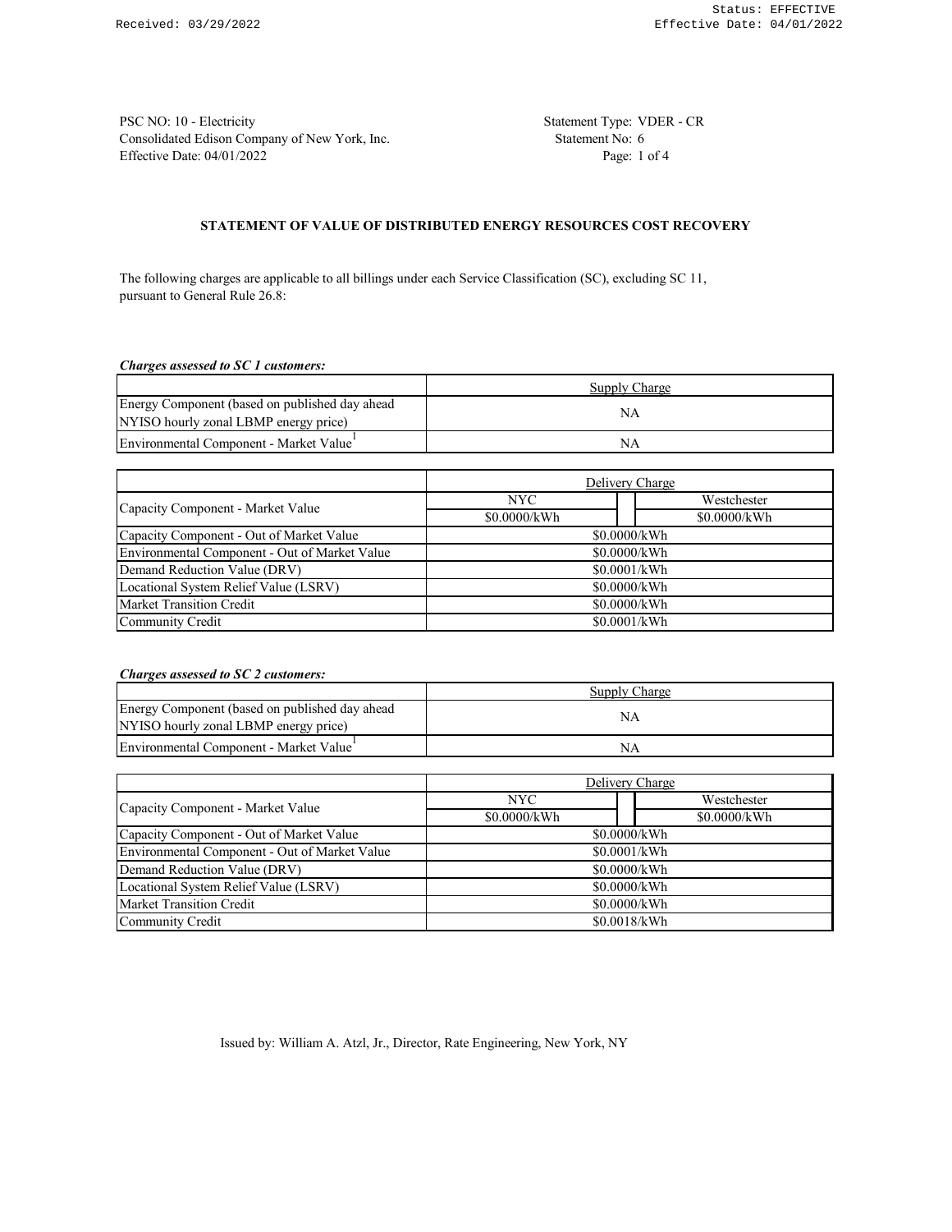PSC NO: 10 - Electricity
Consolidated Edison Company of New York, Inc.
Effective Date: 04/01/2022

Statement Type: VDER - CR
Statement No: 6

## STATEMENT OF VALUE OF DISTRIBUTED ENERGY RESOURCES COST RECOVERY

The following charges are applicable to all billings under each Service Classification (SC), excluding SC 11, pursuant to General Rule 26.8:

***Charges assessed to SC 1 customers:***

| | Supply Charge |
|---|---|
| Energy Component (based on published day ahead NYISO hourly zonal LBMP energy price) | NA |
| Environmental Component - Market Value[1] | NA |

| | Delivery Charge | |
|---|---|---|
| | NYC | Westchester |
| Capacity Component - Market Value | $0.0000/kWh | $0.0000/kWh |
| Capacity Component - Out of Market Value | $0.0000/kWh | |
| Environmental Component - Out of Market Value | $0.0000/kWh | |
| Demand Reduction Value (DRV) | $0.0001/kWh | |
| Locational System Relief Value (LSRV) | $0.0000/kWh | |
| Market Transition Credit | $0.0000/kWh | |
| Community Credit | $0.0001/kWh | |

***Charges assessed to SC 2 customers:***

| | Supply Charge |
|---|---|
| Energy Component (based on published day ahead NYISO hourly zonal LBMP energy price) | NA |
| Environmental Component - Market Value[1] | NA |

| | Delivery Charge | |
|---|---|---|
| | NYC | Westchester |
| Capacity Component - Market Value | $0.0000/kWh | $0.0000/kWh |
| Capacity Component - Out of Market Value | $0.0000/kWh | |
| Environmental Component - Out of Market Value | $0.0001/kWh | |
| Demand Reduction Value (DRV) | $0.0000/kWh | |
| Locational System Relief Value (LSRV) | $0.0000/kWh | |
| Market Transition Credit | $0.0000/kWh | |
| Community Credit | $0.0018/kWh | |

Issued by: William A. Atzl, Jr., Director, Rate Engineering, New York, NY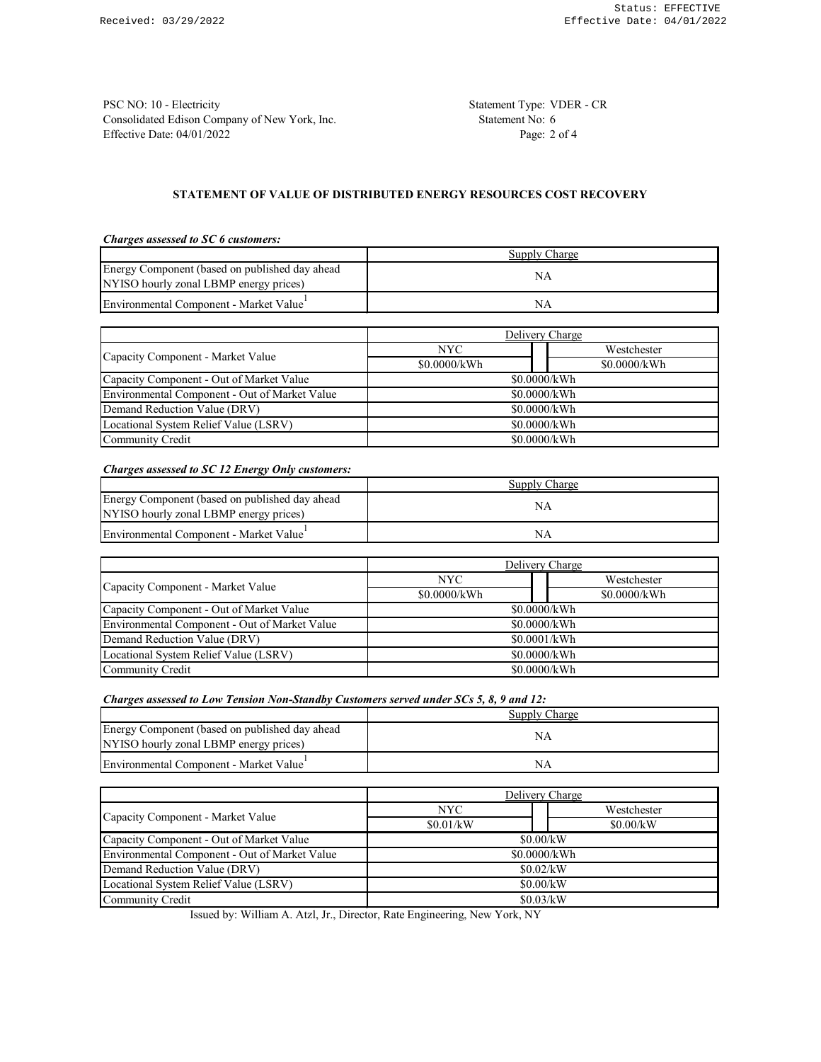PSC NO: 10 - Electricity
Consolidated Edison Company of New York, Inc.
Effective Date: 04/01/2022

Statement Type: VDER - CR
Statement No: 6

## STATEMENT OF VALUE OF DISTRIBUTED ENERGY RESOURCES COST RECOVERY

***Charges assessed to SC 6 customers:***

| | Supply Charge |
|---|---|
| Energy Component (based on published day ahead NYISO hourly zonal LBMP energy prices) | NA |
| Environmental Component - Market Value[1] | NA |

| | Delivery Charge | |
|---|---|---|
| Capacity Component - Market Value | NYC | Westchester |
| | $0.0000/kWh | $0.0000/kWh |
| Capacity Component - Out of Market Value | $0.0000/kWh | |
| Environmental Component - Out of Market Value | $0.0000/kWh | |
| Demand Reduction Value (DRV) | $0.0000/kWh | |
| Locational System Relief Value (LSRV) | $0.0000/kWh | |
| Community Credit | $0.0000/kWh | |

***Charges assessed to SC 12 Energy Only customers:***

| | Supply Charge |
|---|---|
| Energy Component (based on published day ahead NYISO hourly zonal LBMP energy prices) | NA |
| Environmental Component - Market Value[1] | NA |

| | Delivery Charge | |
|---|---|---|
| Capacity Component - Market Value | NYC | Westchester |
| | $0.0000/kWh | $0.0000/kWh |
| Capacity Component - Out of Market Value | $0.0000/kWh | |
| Environmental Component - Out of Market Value | $0.0000/kWh | |
| Demand Reduction Value (DRV) | $0.0001/kWh | |
| Locational System Relief Value (LSRV) | $0.0000/kWh | |
| Community Credit | $0.0000/kWh | |

***Charges assessed to Low Tension Non-Standby Customers served under SCs 5, 8, 9 and 12:***

| | Supply Charge |
|---|---|
| Energy Component (based on published day ahead NYISO hourly zonal LBMP energy prices) | NA |
| Environmental Component - Market Value[1] | NA |

| | Delivery Charge | |
|---|---|---|
| Capacity Component - Market Value | NYC | Westchester |
| | $0.01/kW | $0.00/kW |
| Capacity Component - Out of Market Value | $0.00/kW | |
| Environmental Component - Out of Market Value | $0.0000/kWh | |
| Demand Reduction Value (DRV) | $0.02/kW | |
| Locational System Relief Value (LSRV) | $0.00/kW | |
| Community Credit | $0.03/kW | |

Issued by: William A. Atzl, Jr., Director, Rate Engineering, New York, NY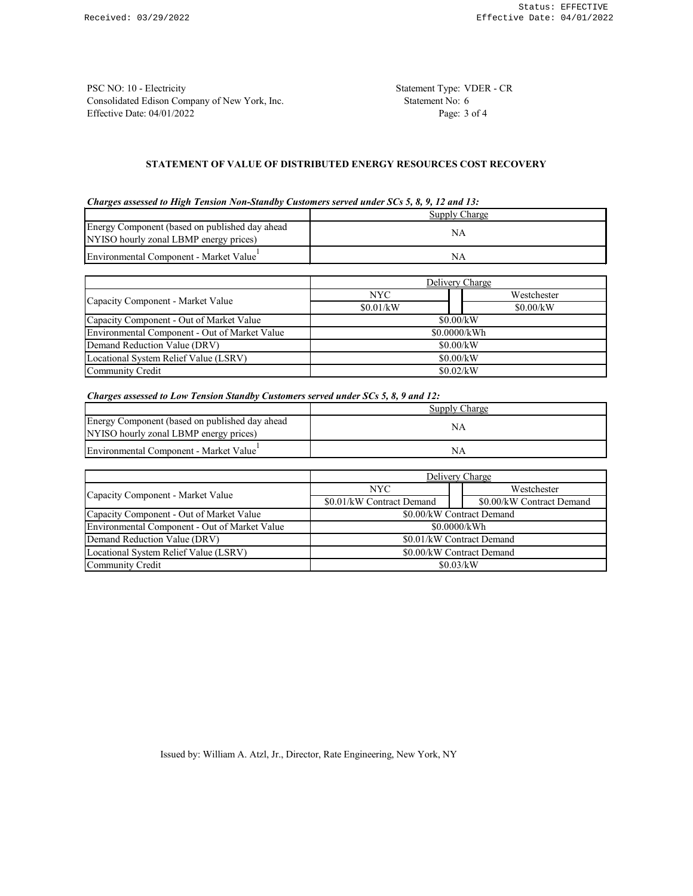PSC NO: 10 - Electricity
Consolidated Edison Company of New York, Inc.
Effective Date: 04/01/2022

Statement Type: VDER - CR
Statement No: 6
Page: 3 of 4

## STATEMENT OF VALUE OF DISTRIBUTED ENERGY RESOURCES COST RECOVERY

***Charges assessed to High Tension Non-Standby Customers served under SCs 5, 8, 9, 12 and 13:***

| | Supply Charge |
|---|---|
| Energy Component (based on published day ahead NYISO hourly zonal LBMP energy prices) | NA |
| Environmental Component - Market Value[1] | NA |

| | Delivery Charge | |
|---|---|---|
| Capacity Component - Market Value | NYC | Westchester |
| | $0.01/kW | $0.00/kW |
| Capacity Component - Out of Market Value | $0.00/kW | |
| Environmental Component - Out of Market Value | $0.0000/kWh | |
| Demand Reduction Value (DRV) | $0.00/kW | |
| Locational System Relief Value (LSRV) | $0.00/kW | |
| Community Credit | $0.02/kW | |

***Charges assessed to Low Tension Standby Customers served under SCs 5, 8, 9 and 12:***

| | Supply Charge |
|---|---|
| Energy Component (based on published day ahead NYISO hourly zonal LBMP energy prices) | NA |
| Environmental Component - Market Value[1] | NA |

| | Delivery Charge | |
|---|---|---|
| Capacity Component - Market Value | NYC | Westchester |
| | $0.01/kW Contract Demand | $0.00/kW Contract Demand |
| Capacity Component - Out of Market Value | $0.00/kW Contract Demand | |
| Environmental Component - Out of Market Value | $0.0000/kWh | |
| Demand Reduction Value (DRV) | $0.01/kW Contract Demand | |
| Locational System Relief Value (LSRV) | $0.00/kW Contract Demand | |
| Community Credit | $0.03/kW | |

Issued by: William A. Atzl, Jr., Director, Rate Engineering, New York, NY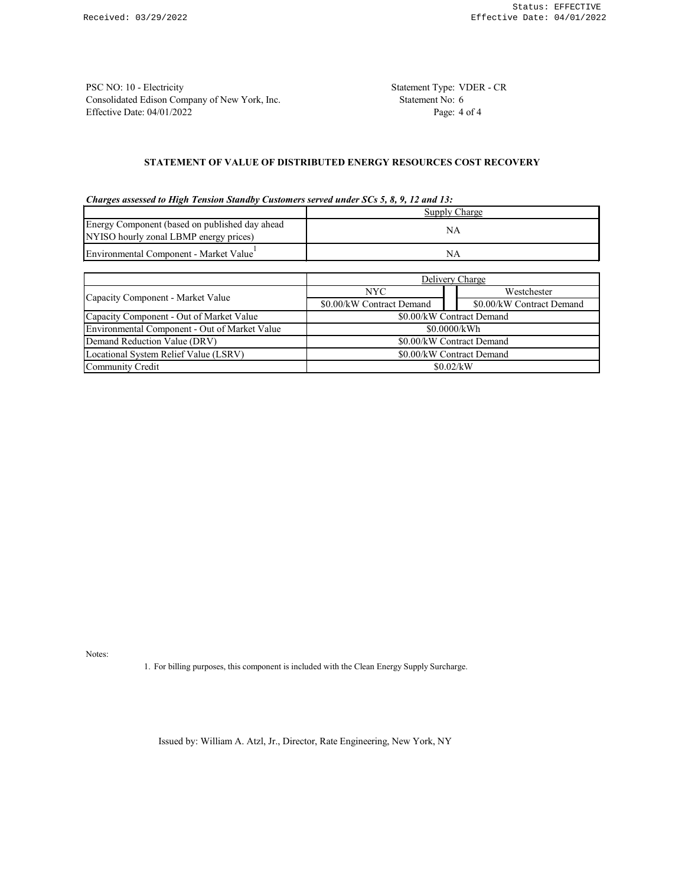PSC NO: 10 - Electricity
Consolidated Edison Company of New York, Inc.
Effective Date: 04/01/2022

Statement Type: VDER - CR
Statement No: 6

## STATEMENT OF VALUE OF DISTRIBUTED ENERGY RESOURCES COST RECOVERY

***Charges assessed to High Tension Standby Customers served under SCs 5, 8, 9, 12 and 13:***

| | Supply Charge |
|---|---|
| Energy Component (based on published day ahead NYISO hourly zonal LBMP energy prices) | NA |
| Environmental Component - Market Value[1] | NA |

| | Delivery Charge | |
|---|---|---|
| | NYC | Westchester |
| Capacity Component - Market Value | $0.00/kW Contract Demand | $0.00/kW Contract Demand |
| Capacity Component - Out of Market Value | $0.00/kW Contract Demand | |
| Environmental Component - Out of Market Value | $0.0000/kWh | |
| Demand Reduction Value (DRV) | $0.00/kW Contract Demand | |
| Locational System Relief Value (LSRV) | $0.00/kW Contract Demand | |
| Community Credit | $0.02/kW | |

Notes:

1. For billing purposes, this component is included with the Clean Energy Supply Surcharge.

Issued by: William A. Atzl, Jr., Director, Rate Engineering, New York, NY